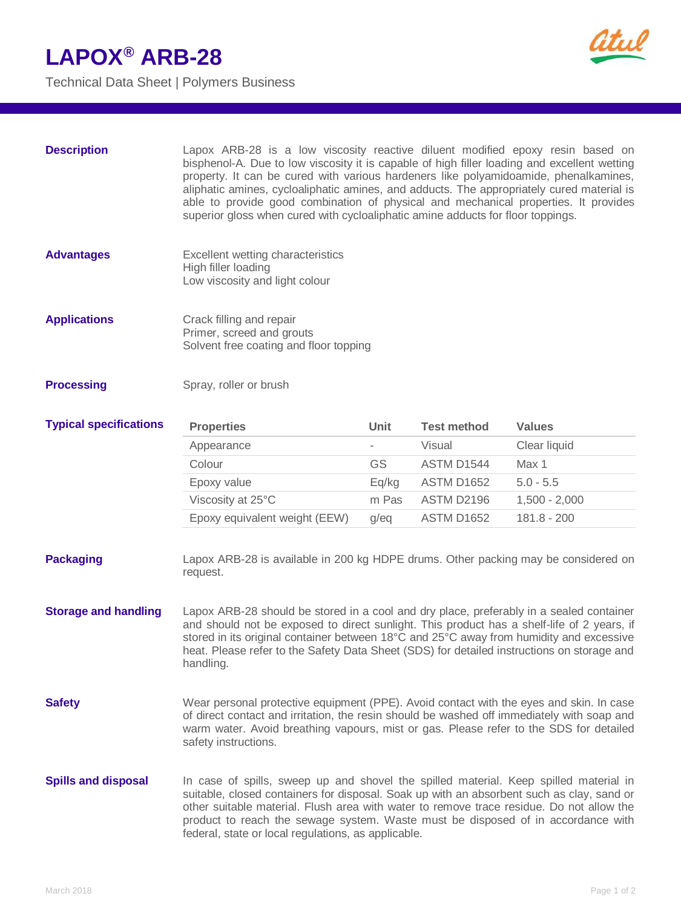# LAPOX® ARB-28

Technical Data Sheet | Polymers Business

## Description

Lapox ARB-28 is a low viscosity reactive diluent modified epoxy resin based on bisphenol-A. Due to low viscosity it is capable of high filler loading and excellent wetting property. It can be cured with various hardeners like polyamidoamide, phenalkamines, aliphatic amines, cycloaliphatic amines, and adducts. The appropriately cured material is able to provide good combination of physical and mechanical properties. It provides superior gloss when cured with cycloaliphatic amine adducts for floor toppings.

## Advantages

Excellent wetting characteristics
High filler loading
Low viscosity and light colour

## Applications

Crack filling and repair
Primer, screed and grouts
Solvent free coating and floor topping

## Processing

Spray, roller or brush

## Typical specifications

| Properties | Unit | Test method | Values |
|---|---|---|---|
| Appearance | - | Visual | Clear liquid |
| Colour | GS | ASTM D1544 | Max 1 |
| Epoxy value | Eq/kg | ASTM D1652 | 5.0 - 5.5 |
| Viscosity at 25°C | m Pas | ASTM D2196 | 1,500 - 2,000 |
| Epoxy equivalent weight (EEW) | g/eq | ASTM D1652 | 181.8 - 200 |

## Packaging

Lapox ARB-28 is available in 200 kg HDPE drums. Other packing may be considered on request.

## Storage and handling

Lapox ARB-28 should be stored in a cool and dry place, preferably in a sealed container and should not be exposed to direct sunlight. This product has a shelf-life of 2 years, if stored in its original container between 18°C and 25°C away from humidity and excessive heat. Please refer to the Safety Data Sheet (SDS) for detailed instructions on storage and handling.

## Safety

Wear personal protective equipment (PPE). Avoid contact with the eyes and skin. In case of direct contact and irritation, the resin should be washed off immediately with soap and warm water. Avoid breathing vapours, mist or gas. Please refer to the SDS for detailed safety instructions.

## Spills and disposal

In case of spills, sweep up and shovel the spilled material. Keep spilled material in suitable, closed containers for disposal. Soak up with an absorbent such as clay, sand or other suitable material. Flush area with water to remove trace residue. Do not allow the product to reach the sewage system. Waste must be disposed of in accordance with federal, state or local regulations, as applicable.

March 2018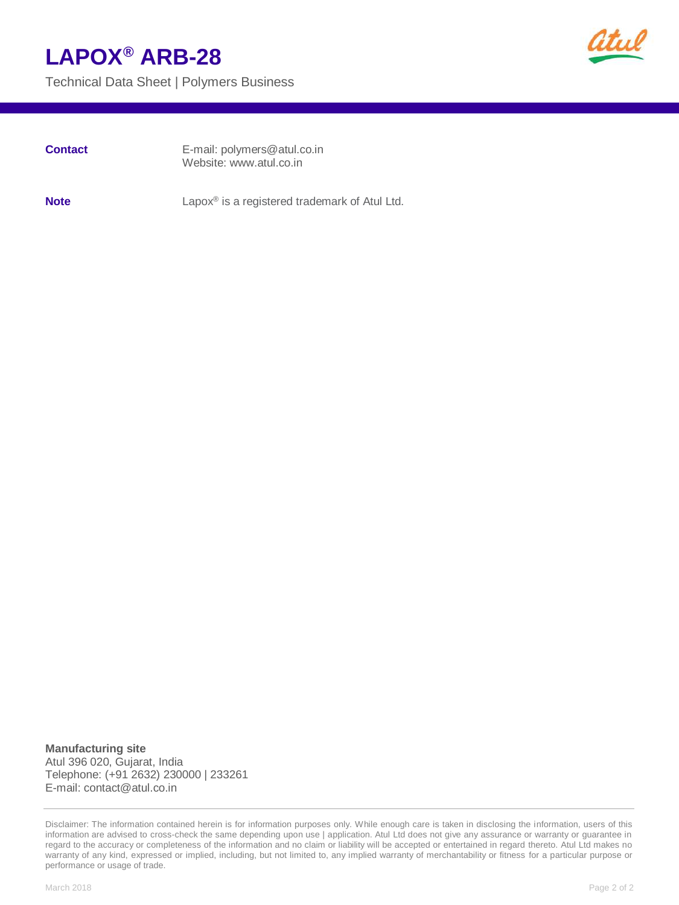**Contact**

E-mail: polymers@atul.co.in
Website: www.atul.co.in

**Note**

Lapox® is a registered trademark of Atul Ltd.

**Manufacturing site**
Atul 396 020, Gujarat, India
Telephone: (+91 2632) 230000 | 233261
E-mail: contact@atul.co.in

Disclaimer: The information contained herein is for information purposes only. While enough care is taken in disclosing the information, users of this information are advised to cross-check the same depending upon use | application. Atul Ltd does not give any assurance or warranty or guarantee in regard to the accuracy or completeness of the information and no claim or liability will be accepted or entertained in regard thereto. Atul Ltd makes no warranty of any kind, expressed or implied, including, but not limited to, any implied warranty of merchantability or fitness for a particular purpose or performance or usage of trade.

March 2018